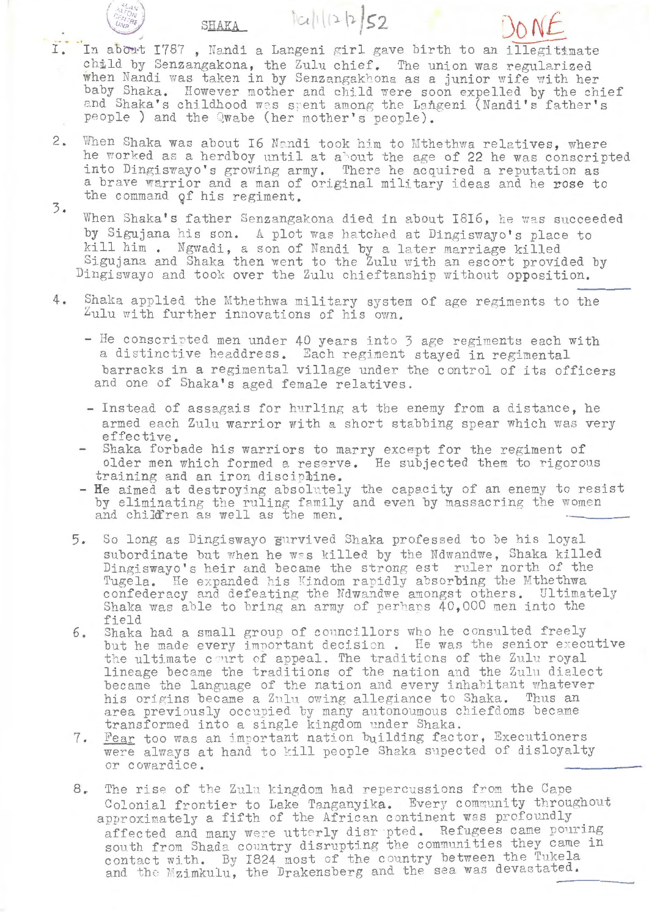# SHAKA

1. In about 1787 , Nandi a Langeni girl gave birth to an illegitimate child by Senzangakona, the Zulu chief. The union was regularized when Nandi was taken in by Senzangakhona as a junior wife with her baby Shaka. However mother and child were soon expelled by the chief and Shaka's childhood was spent among the Langeni (Nandi's father's people ) and the Qwabe (her mother's people).

2. When Shaka was about 16 Nandi took him to Mthethwa relatives, where he worked as a herdboy until at about the age of 22 he was conscripted into Dingiswayo's growing army. There he acquired a reputation as a brave warrior and a man of original military ideas and he rose to the command of his regiment.

3. When Shaka's father Senzangakona died in about 1816, he was succeeded by Sigujana his son. A plot was hatched at Dingiswayo's place to kill him . Ngwadi, a son of Nandi by a later marriage killed Sigujana and Shaka then went to the Zulu with an escort provided by Dingiswayo and took over the Zulu chieftanship without opposition.

4. Shaka applied the Mthethwa military system of age regiments to the Zulu with further innovations of his own.

   - He conscripted men under 40 years into 3 age regiments each with a distinctive headdress. Each regiment stayed in regimental barracks in a regimental village under the control of its officers and one of Shaka's aged female relatives.
   - Instead of assagais for hurling at the enemy from a distance, he armed each Zulu warrior with a short stabbing spear which was very effective.
   - Shaka forbade his warriors to marry except for the regiment of older men which formed a reserve. He subjected them to rigorous training and an iron discipline.
   - He aimed at destroying absolutely the capacity of an enemy to resist by eliminating the ruling family and even by massacring the women and children as well as the men.

5. So long as Dingiswayo survived Shaka professed to be his loyal subordinate but when he was killed by the Ndwandwe, Shaka killed Dingiswayo's heir and became the strong est ruler north of the Tugela. He expanded his Kindom rapidly absorbing the Mthethwa confederacy and defeating the Ndwandwe amongst others. Ultimately Shaka was able to bring an army of perhaps 40,000 men into the field

6. Shaka had a small group of councillors who he consulted freely but he made every important decision . He was the senior executive the ultimate court of appeal. The traditions of the Zulu royal lineage became the traditions of the nation and the Zulu dialect became the language of the nation and every inhabitant whatever his origins became a Zulu owing allegiance to Shaka. Thus an area previously occupied by many autonomous chiefdoms became transformed into a single kingdom under Shaka.

7. Fear too was an important nation building factor, Executioners were always at hand to kill people Shaka supected of disloyalty or cowardice.

8. The rise of the Zulu kingdom had repercussions from the Cape Colonial frontier to Lake Tanganyika. Every community throughout approximately a fifth of the African continent was profoundly affected and many were utterly disrupted. Refugees came pouring south from Shada country disrupting the communities they came in contact with. By 1824 most of the country between the Tukela and the Mzimkulu, the Drakensberg and the sea was devastated.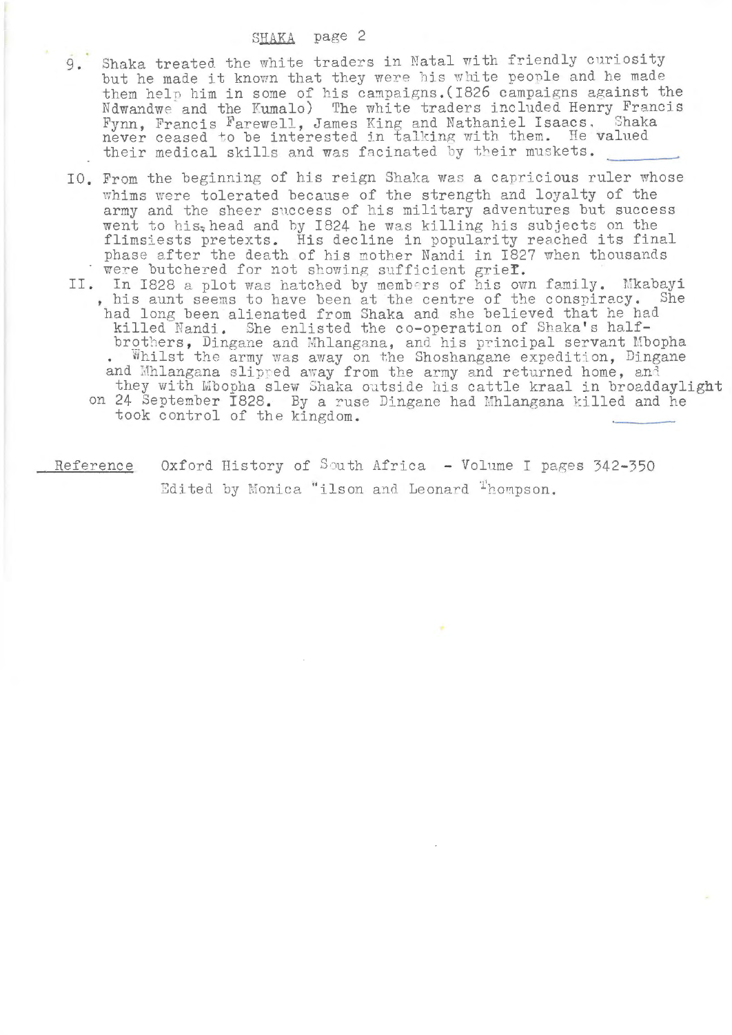9. Shaka treated the white traders in Natal with friendly curiosity but he made it known that they were his white people and he made them help him in some of his campaigns.(1826 campaigns against the Ndwandwe and the Kumalo) The white traders included Henry Francis Fynn, Francis Farewell, James King and Nathaniel Isaacs. Shaka never ceased to be interested in talking with them. He valued their medical skills and was facinated by their muskets.

10. From the beginning of his reign Shaka was a capricious ruler whose whims were tolerated because of the strength and loyalty of the army and the sheer success of his military adventures but success went to his head and by 1824 he was killing his subjects on the flimsiests pretexts. His decline in popularity reached its final phase after the death of his mother Nandi in 1827 when thousands were butchered for not showing sufficient grief.

11. In 1828 a plot was hatched by members of his own family. Mkabayi, his aunt seems to have been at the centre of the conspiracy. She had long been alienated from Shaka and she believed that he had killed Nandi. She enlisted the co-operation of Shaka's half-brothers, Dingane and Mhlangana, and his principal servant Mbopha. Whilst the army was away on the Shoshangane expedition, Dingane and Mhlangana slipped away from the army and returned home, and they with Mbopha slew Shaka outside his cattle kraal in broaddaylight on 24 September 1828. By a ruse Dingane had Mhlangana killed and he took control of the kingdom.

Reference Oxford History of South Africa - Volume I pages 342-350 Edited by Monica Wilson and Leonard Thompson.